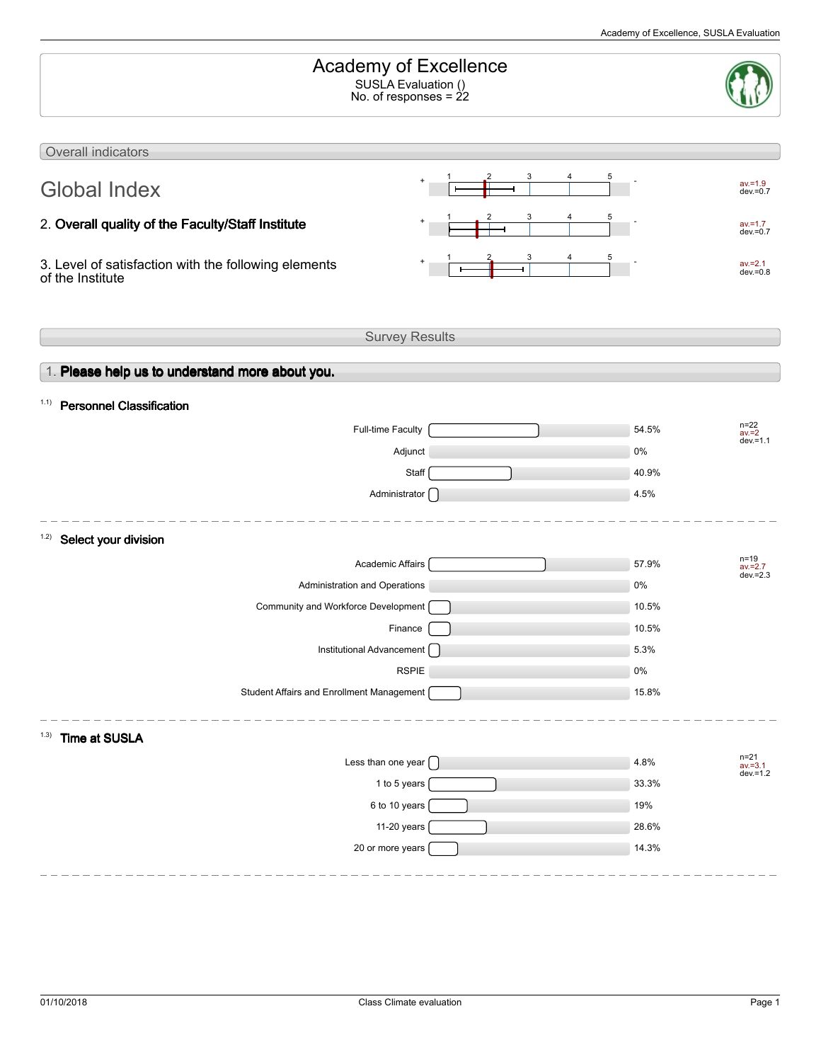# Academy of Excellence

SUSLA Evaluation ()
No. of responses = 22

## Overall indicators

| Indicator | av. | dev. |
|---|---|---|
| Global Index | 1.9 | 0.7 |
| 2. **Overall quality of the Faculty/Staff Institute** | 1.7 | 0.7 |
| 3. Level of satisfaction with the following elements of the Institute | 2.1 | 0.8 |

Scale: 1 (+) to 5 (-)

## Survey Results

### 1. Please help us to understand more about you.

#### 1.1) Personnel Classification

| Option | % |
|---|---|
| Full-time Faculty | 54.5% |
| Adjunct | 0% |
| Staff | 40.9% |
| Administrator | 4.5% |

n=22
av.=2
dev.=1.1

#### 1.2) Select your division

| Option | % |
|---|---|
| Academic Affairs | 57.9% |
| Administration and Operations | 0% |
| Community and Workforce Development | 10.5% |
| Finance | 10.5% |
| Institutional Advancement | 5.3% |
| RSPIE | 0% |
| Student Affairs and Enrollment Management | 15.8% |

n=19
av.=2.7
dev.=2.3

#### 1.3) Time at SUSLA

| Option | % |
|---|---|
| Less than one year | 4.8% |
| 1 to 5 years | 33.3% |
| 6 to 10 years | 19% |
| 11-20 years | 28.6% |
| 20 or more years | 14.3% |

n=21
av.=3.1
dev.=1.2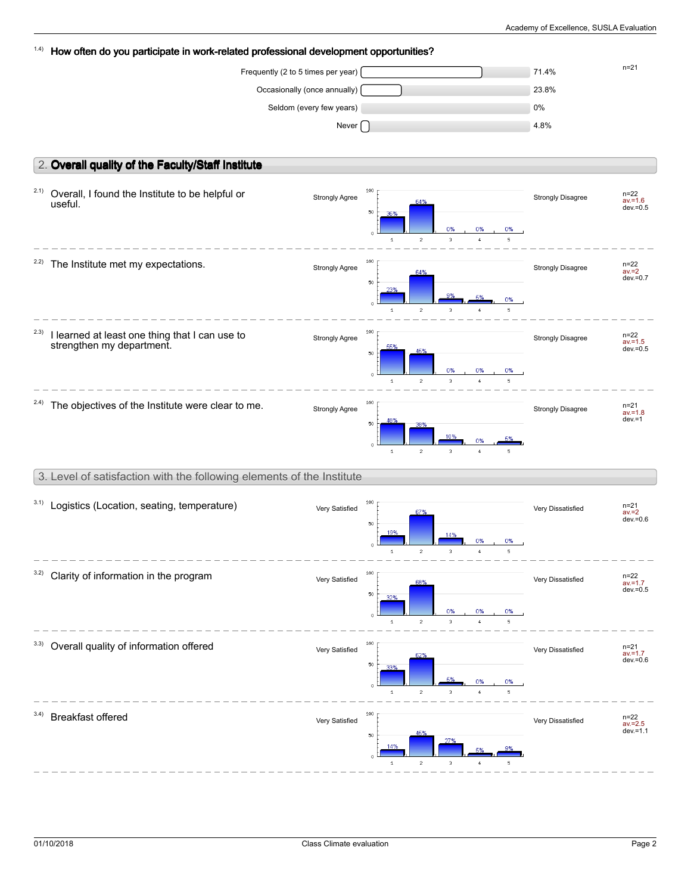**1.4) How often do you participate in work-related professional development opportunities?**

n=21

| Response | Percentage |
| --- | --- |
| Frequently (2 to 5 times per year) | 71.4% |
| Occasionally (once annually) | 23.8% |
| Seldom (every few years) | 0% |
| Never | 4.8% |

## 2. Overall quality of the Faculty/Staff Institute

Scale: 1 = Strongly Agree, 5 = Strongly Disagree

| Item | 1 | 2 | 3 | 4 | 5 | n | av. | dev. |
| --- | --- | --- | --- | --- | --- | --- | --- | --- |
| 2.1) Overall, I found the Institute to be helpful or useful. | 36% | 64% | 0% | 0% | 0% | 22 | 1.6 | 0.5 |
| 2.2) The Institute met my expectations. | 23% | 64% | 9% | 5% | 0% | 22 | 2 | 0.7 |
| 2.3) I learned at least one thing that I can use to strengthen my department. | 55% | 45% | 0% | 0% | 0% | 22 | 1.5 | 0.5 |
| 2.4) The objectives of the Institute were clear to me. | 48% | 38% | 10% | 0% | 5% | 21 | 1.8 | 1 |

## 3. Level of satisfaction with the following elements of the Institute

Scale: 1 = Very Satisfied, 5 = Very Dissatisfied

| Item | 1 | 2 | 3 | 4 | 5 | n | av. | dev. |
| --- | --- | --- | --- | --- | --- | --- | --- | --- |
| 3.1) Logistics (Location, seating, temperature) | 19% | 67% | 14% | 0% | 0% | 21 | 2 | 0.6 |
| 3.2) Clarity of information in the program | 32% | 68% | 0% | 0% | 0% | 22 | 1.7 | 0.5 |
| 3.3) Overall quality of information offered | 33% | 62% | 5% | 0% | 0% | 21 | 1.7 | 0.6 |
| 3.4) Breakfast offered | 14% | 45% | 27% | 5% | 9% | 22 | 2.5 | 1.1 |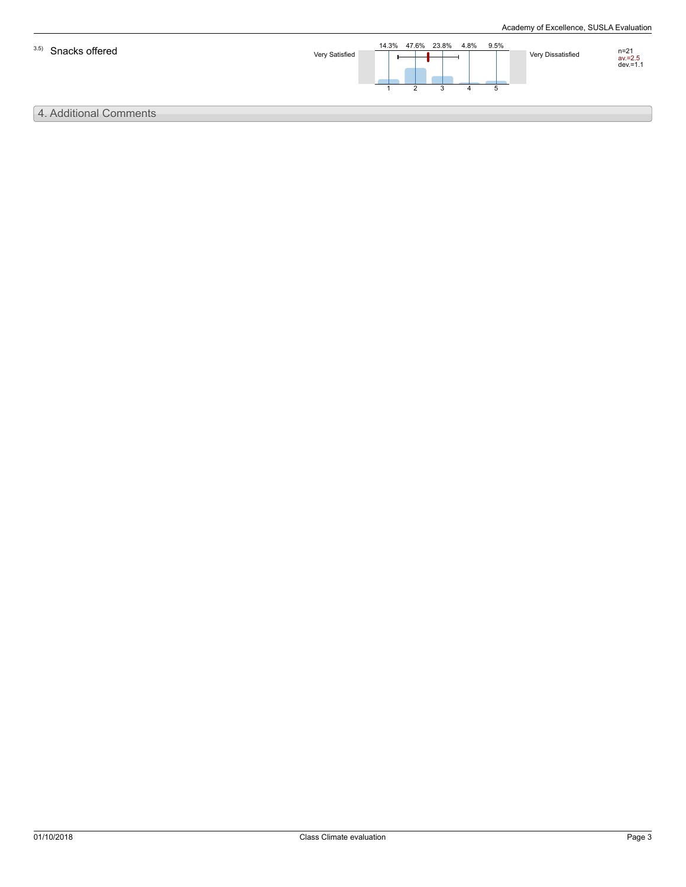3.5) Snacks offered

| | 1 | 2 | 3 | 4 | 5 | | |
|---|---|---|---|---|---|---|---|
| Very Satisfied | 14.3% | 47.6% | 23.8% | 4.8% | 9.5% | Very Dissatisfied | n=21 av.=2.5 dev.=1.1 |

## 4. Additional Comments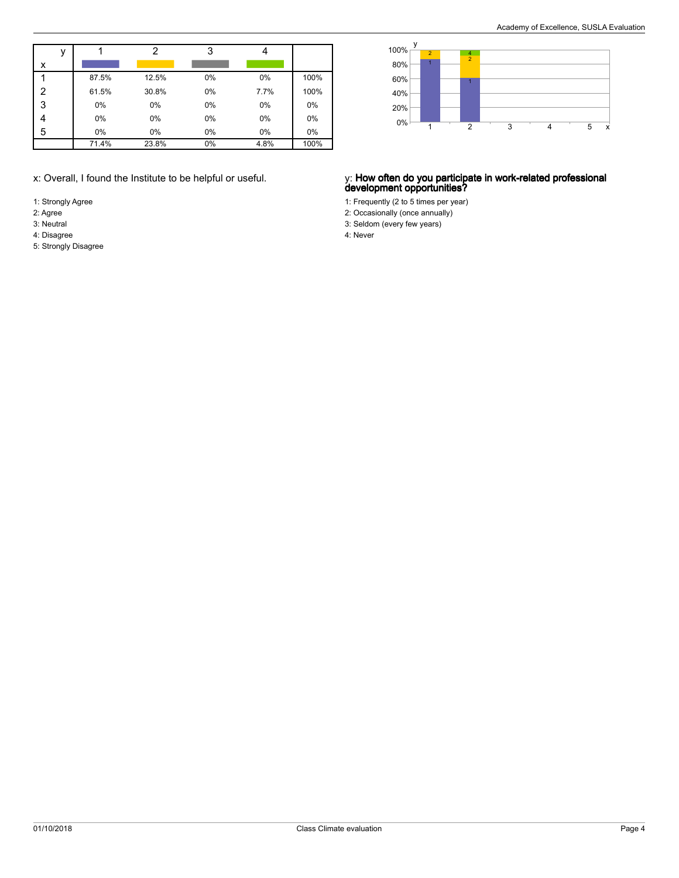| x \ y | 1 | 2 | 3 | 4 | |
|---|---|---|---|---|---|
| 1 | 87.5% | 12.5% | 0% | 0% | 100% |
| 2 | 61.5% | 30.8% | 0% | 7.7% | 100% |
| 3 | 0% | 0% | 0% | 0% | 0% |
| 4 | 0% | 0% | 0% | 0% | 0% |
| 5 | 0% | 0% | 0% | 0% | 0% |
| | 71.4% | 23.8% | 0% | 4.8% | 100% |

x: Overall, I found the Institute to be helpful or useful.

1: Strongly Agree
2: Agree
3: Neutral
4: Disagree
5: Strongly Disagree

y: **How often do you participate in work-related professional development opportunities?**

1: Frequently (2 to 5 times per year)
2: Occasionally (once annually)
3: Seldom (every few years)
4: Never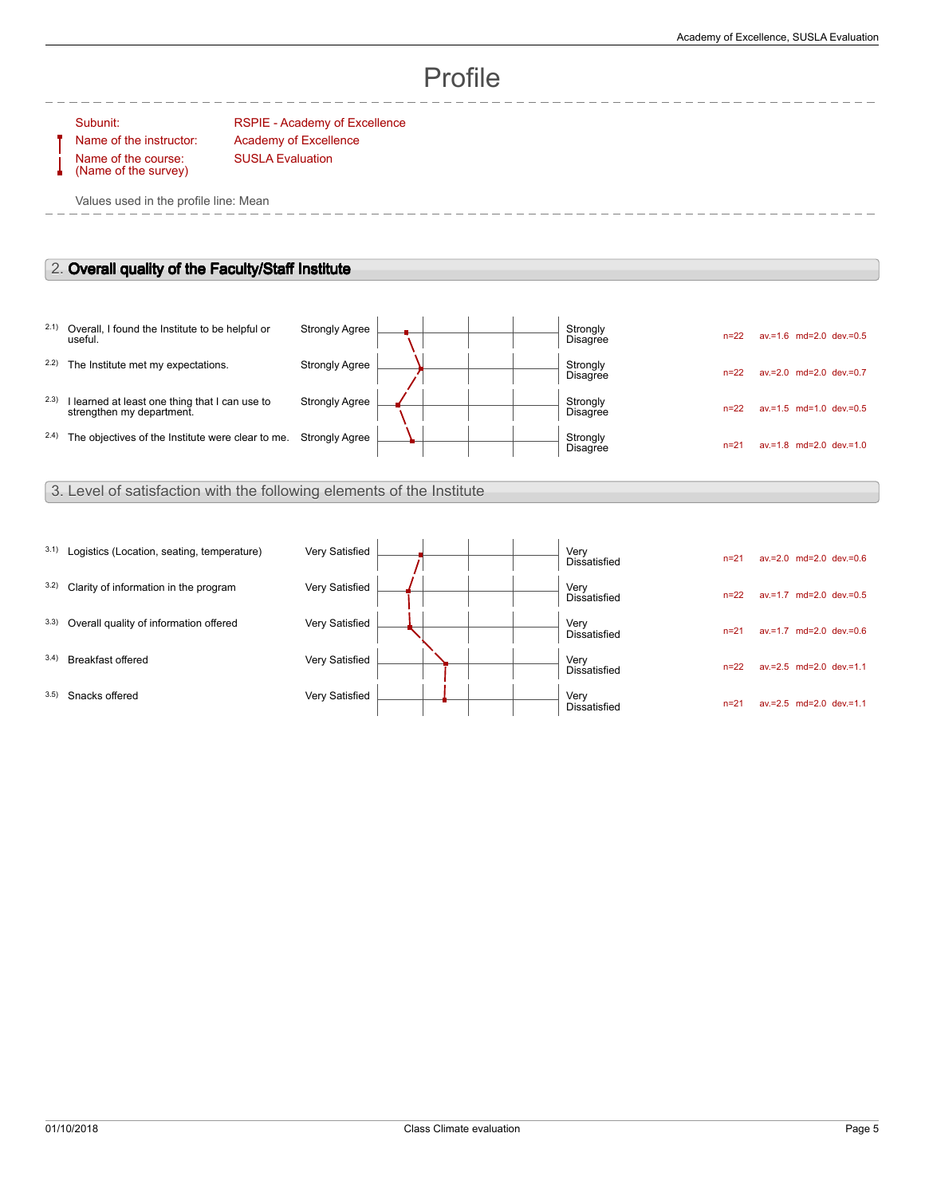# Profile

| | |
|---|---|
| Subunit: | RSPIE - Academy of Excellence |
| Name of the instructor: | Academy of Excellence |
| Name of the course: (Name of the survey) | SUSLA Evaluation |

Values used in the profile line: Mean

## 2. **Overall quality of the Faculty/Staff Institute**

| | Item | Left pole | Right pole | n | av. | md | dev. |
|---|---|---|---|---|---|---|---|
| 2.1) | Overall, I found the Institute to be helpful or useful. | Strongly Agree | Strongly Disagree | n=22 | av.=1.6 | md=2.0 | dev.=0.5 |
| 2.2) | The Institute met my expectations. | Strongly Agree | Strongly Disagree | n=22 | av.=2.0 | md=2.0 | dev.=0.7 |
| 2.3) | I learned at least one thing that I can use to strengthen my department. | Strongly Agree | Strongly Disagree | n=22 | av.=1.5 | md=1.0 | dev.=0.5 |
| 2.4) | The objectives of the Institute were clear to me. | Strongly Agree | Strongly Disagree | n=21 | av.=1.8 | md=2.0 | dev.=1.0 |

## 3. Level of satisfaction with the following elements of the Institute

| | Item | Left pole | Right pole | n | av. | md | dev. |
|---|---|---|---|---|---|---|---|
| 3.1) | Logistics (Location, seating, temperature) | Very Satisfied | Very Dissatisfied | n=21 | av.=2.0 | md=2.0 | dev.=0.6 |
| 3.2) | Clarity of information in the program | Very Satisfied | Very Dissatisfied | n=22 | av.=1.7 | md=2.0 | dev.=0.5 |
| 3.3) | Overall quality of information offered | Very Satisfied | Very Dissatisfied | n=21 | av.=1.7 | md=2.0 | dev.=0.6 |
| 3.4) | Breakfast offered | Very Satisfied | Very Dissatisfied | n=22 | av.=2.5 | md=2.0 | dev.=1.1 |
| 3.5) | Snacks offered | Very Satisfied | Very Dissatisfied | n=21 | av.=2.5 | md=2.0 | dev.=1.1 |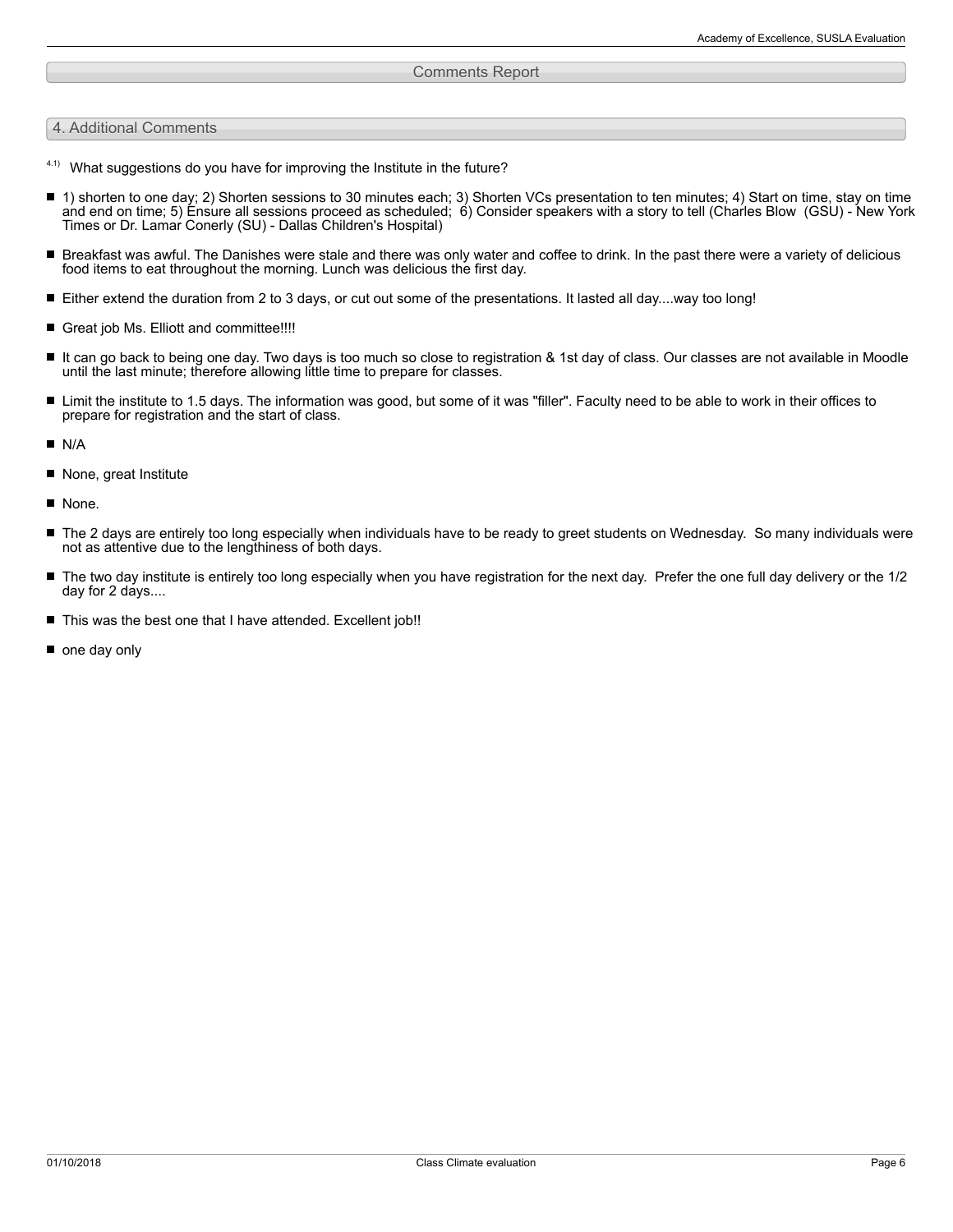## Comments Report

### 4. Additional Comments

4.1) What suggestions do you have for improving the Institute in the future?

- 1) shorten to one day; 2) Shorten sessions to 30 minutes each; 3) Shorten VCs presentation to ten minutes; 4) Start on time, stay on time and end on time; 5) Ensure all sessions proceed as scheduled; 6) Consider speakers with a story to tell (Charles Blow (GSU) - New York Times or Dr. Lamar Conerly (SU) - Dallas Children's Hospital)
- Breakfast was awful. The Danishes were stale and there was only water and coffee to drink. In the past there were a variety of delicious food items to eat throughout the morning. Lunch was delicious the first day.
- Either extend the duration from 2 to 3 days, or cut out some of the presentations. It lasted all day....way too long!
- Great job Ms. Elliott and committee!!!!
- It can go back to being one day. Two days is too much so close to registration & 1st day of class. Our classes are not available in Moodle until the last minute; therefore allowing little time to prepare for classes.
- Limit the institute to 1.5 days. The information was good, but some of it was "filler". Faculty need to be able to work in their offices to prepare for registration and the start of class.
- N/A
- None, great Institute
- None.
- The 2 days are entirely too long especially when individuals have to be ready to greet students on Wednesday. So many individuals were not as attentive due to the lengthiness of both days.
- The two day institute is entirely too long especially when you have registration for the next day. Prefer the one full day delivery or the 1/2 day for 2 days....
- This was the best one that I have attended. Excellent job!!
- one day only